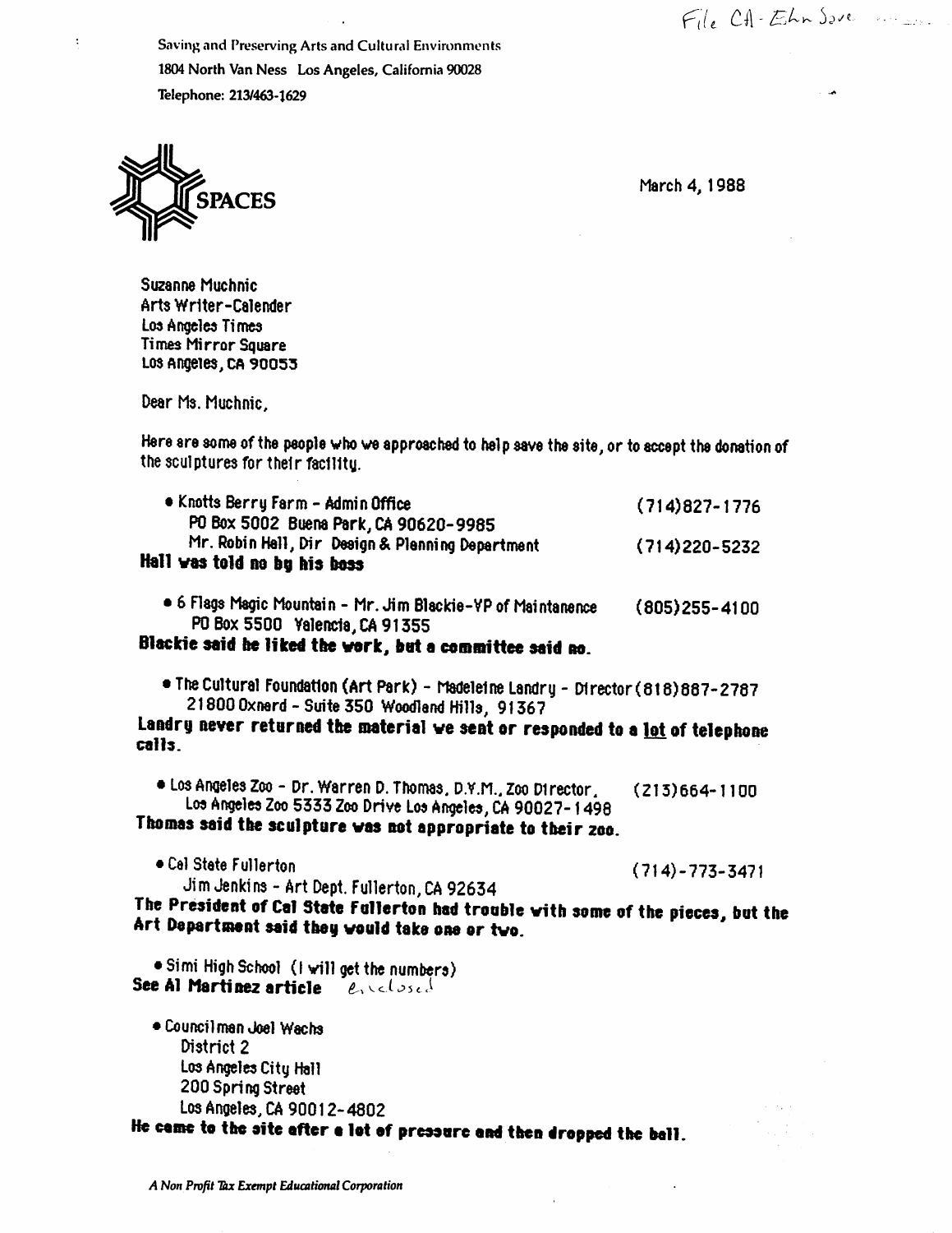File CA - Ehn Save

Saving and Preserving Arts and Cultural Environments
1804 North Van Ness Los Angeles, California 90028
Telephone: 213/463-1629

SPACES

March 4, 1988

Suzanne Muchnic
Arts Writer-Calender
Los Angeles Times
Times Mirror Square
Los Angeles, CA 90053

Dear Ms. Muchnic,

Here are some of the people who we approached to help save the site, or to accept the donation of the sculptures for their facility.

- Knotts Berry Farm - Admin Office (714)827-1776
  PO Box 5002 Buena Park, CA 90620-9985
  Mr. Robin Hall, Dir Design & Planning Department (714)220-5232

**Hall was told no by his boss**

- 6 Flags Magic Mountain - Mr. Jim Blackie-VP of Maintanence (805)255-4100
  PO Box 5500 Valencia, CA 91355

**Blackie said he liked the work, but a committee said no.**

- The Cultural Foundation (Art Park) - Madeleine Landry - Director (818)887-2787
  21800 Oxnard - Suite 350 Woodland Hills, 91367

**Landry never returned the material we sent or responded to a lot of telephone calls.**

- Los Angeles Zoo - Dr. Warren D. Thomas, D.V.M., Zoo Director, (213)664-1100
  Los Angeles Zoo 5333 Zoo Drive Los Angeles, CA 90027-1498

**Thomas said the sculpture was not appropriate to their zoo.**

- Cal State Fullerton (714)-773-3471
  Jim Jenkins - Art Dept. Fullerton, CA 92634

**The President of Cal State Fullerton had trouble with some of the pieces, but the Art Department said they would take one or two.**

- Simi High School (I will get the numbers)

**See Al Martinez article** enclosed

- Councilman Joel Wachs
  District 2
  Los Angeles City Hall
  200 Spring Street
  Los Angeles, CA 90012-4802

**He came to the site after a lot of pressure and then dropped the ball.**

*A Non Profit Tax Exempt Educational Corporation*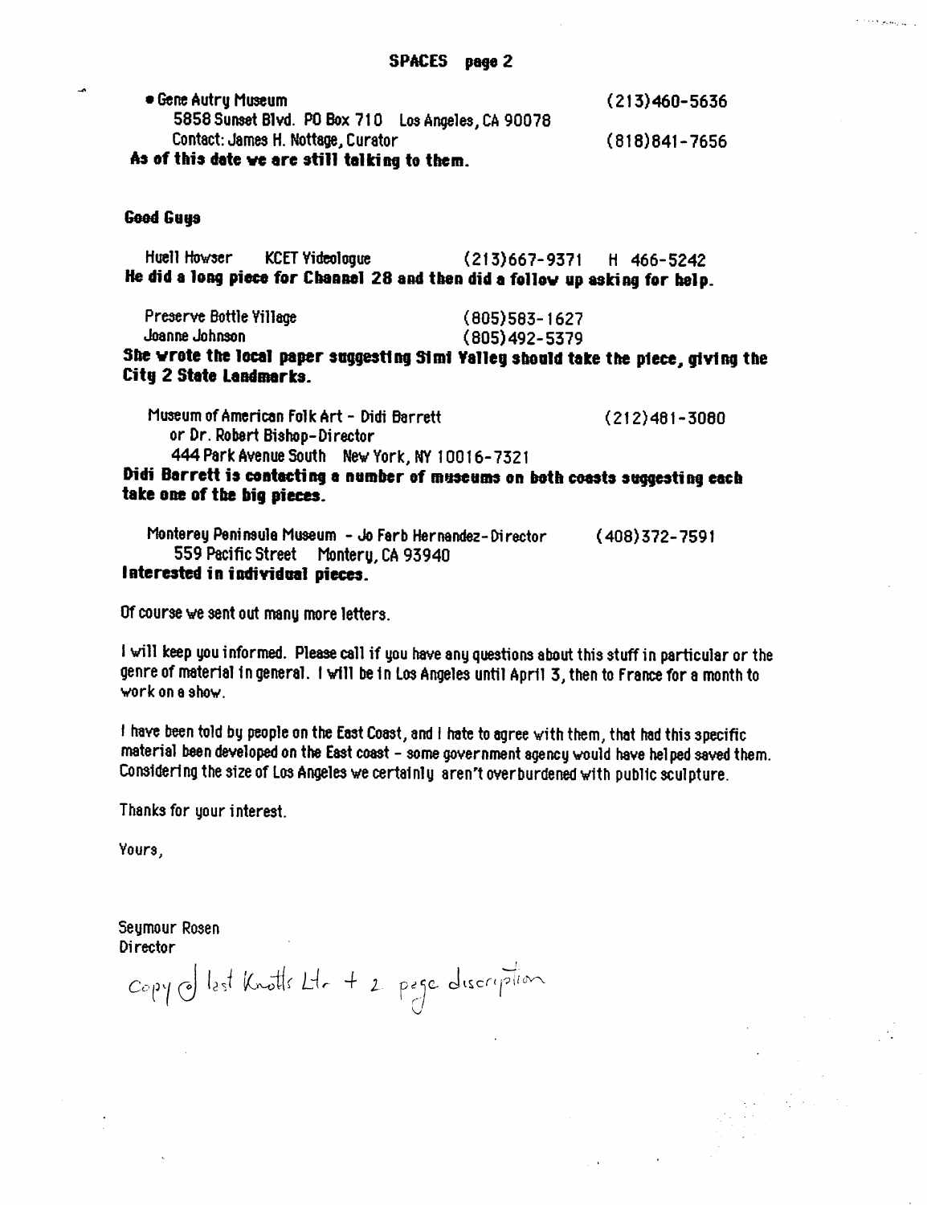- Gene Autry Museum (213)460-5636
  5858 Sunset Blvd. PO Box 710 Los Angeles, CA 90078
  Contact: James H. Nottage, Curator (818)841-7656

**As of this date we are still talking to them.**

**Good Guys**

Huell Howser KCET Videologue (213)667-9371 H 466-5242

**He did a long piece for Channel 28 and then did a follow up asking for help.**

Preserve Bottle Village (805)583-1627
Joanne Johnson (805)492-5379

**She wrote the local paper suggesting Simi Valley should take the piece, giving the City 2 State Landmarks.**

Museum of American Folk Art - Didi Barrett (212)481-3080
or Dr. Robert Bishop-Director
444 Park Avenue South New York, NY 10016-7321

**Didi Barrett is contacting a number of museums on both coasts suggesting each take one of the big pieces.**

Monterey Peninsula Museum - Jo Farb Hernandez-Director (408)372-7591
559 Pacific Street Montery, CA 93940

**Interested in individual pieces.**

Of course we sent out many more letters.

I will keep you informed. Please call if you have any questions about this stuff in particular or the genre of material in general. I will be in Los Angeles until April 3, then to France for a month to work on a show.

I have been told by people on the East Coast, and I hate to agree with them, that had this specific material been developed on the East coast - some government agency would have helped saved them. Considering the size of Los Angeles we certainly aren't overburdened with public sculpture.

Thanks for your interest.

Yours,

Seymour Rosen
Director

Copy of last Knotts Ltr + 2 page discription